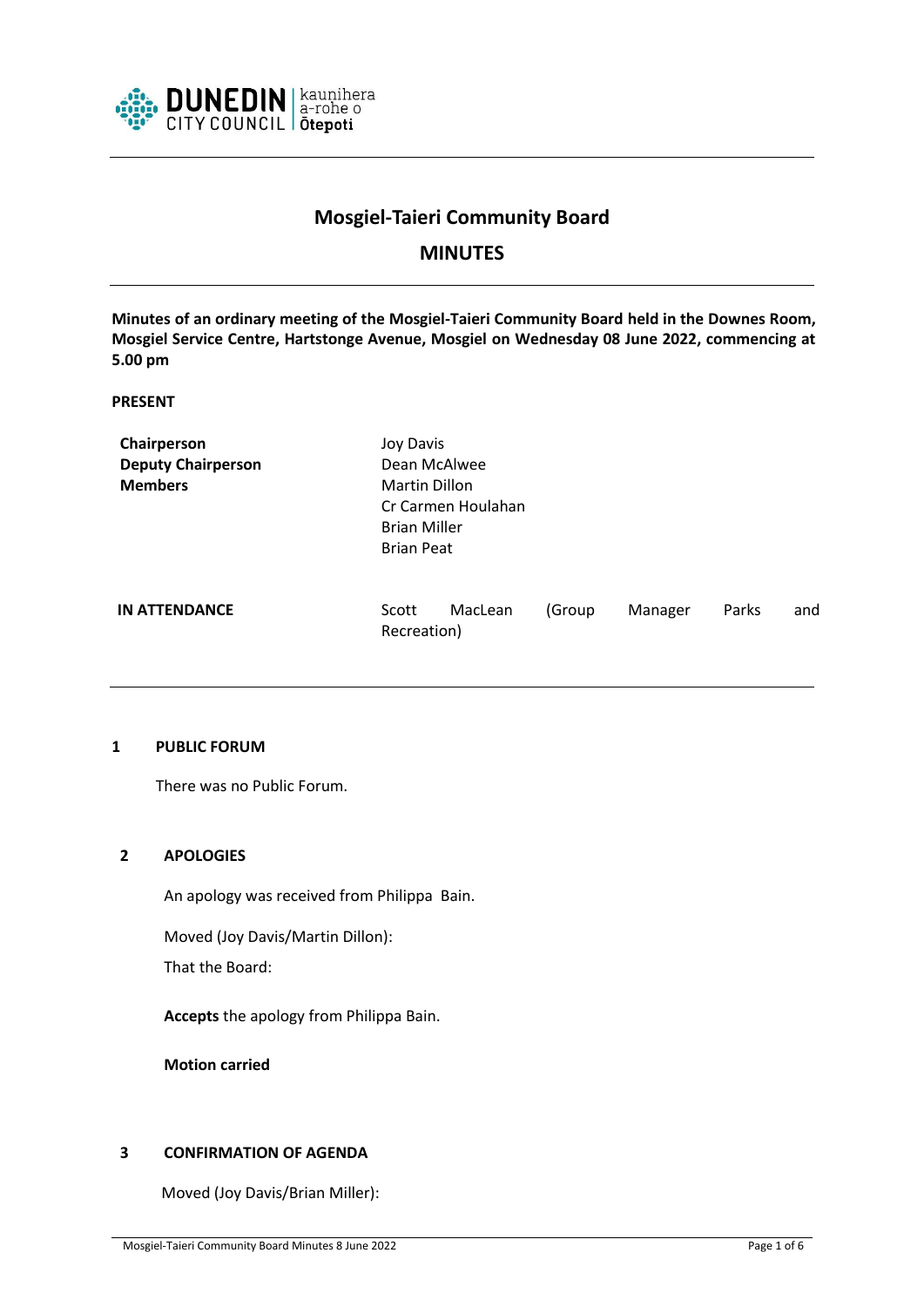# Mosgiel-Taieri Community Board

## MINUTES

**Minutes of an ordinary meeting of the Mosgiel-Taieri Community Board held in the Downes Room, Mosgiel Service Centre, Hartstonge Avenue, Mosgiel on Wednesday 08 June 2022, commencing at 5.00 pm**

**PRESENT**

| | |
|---|---|
| **Chairperson** | Joy Davis |
| **Deputy Chairperson** | Dean McAlwee |
| **Members** | Martin Dillon |
| | Cr Carmen Houlahan |
| | Brian Miller |
| | Brian Peat |

| | |
|---|---|
| **IN ATTENDANCE** | Scott MacLean (Group Manager Parks and Recreation) |

## 1 PUBLIC FORUM

There was no Public Forum.

## 2 APOLOGIES

An apology was received from Philippa Bain.

Moved (Joy Davis/Martin Dillon):

That the Board:

**Accepts** the apology from Philippa Bain.

**Motion carried**

## 3 CONFIRMATION OF AGENDA

Moved (Joy Davis/Brian Miller):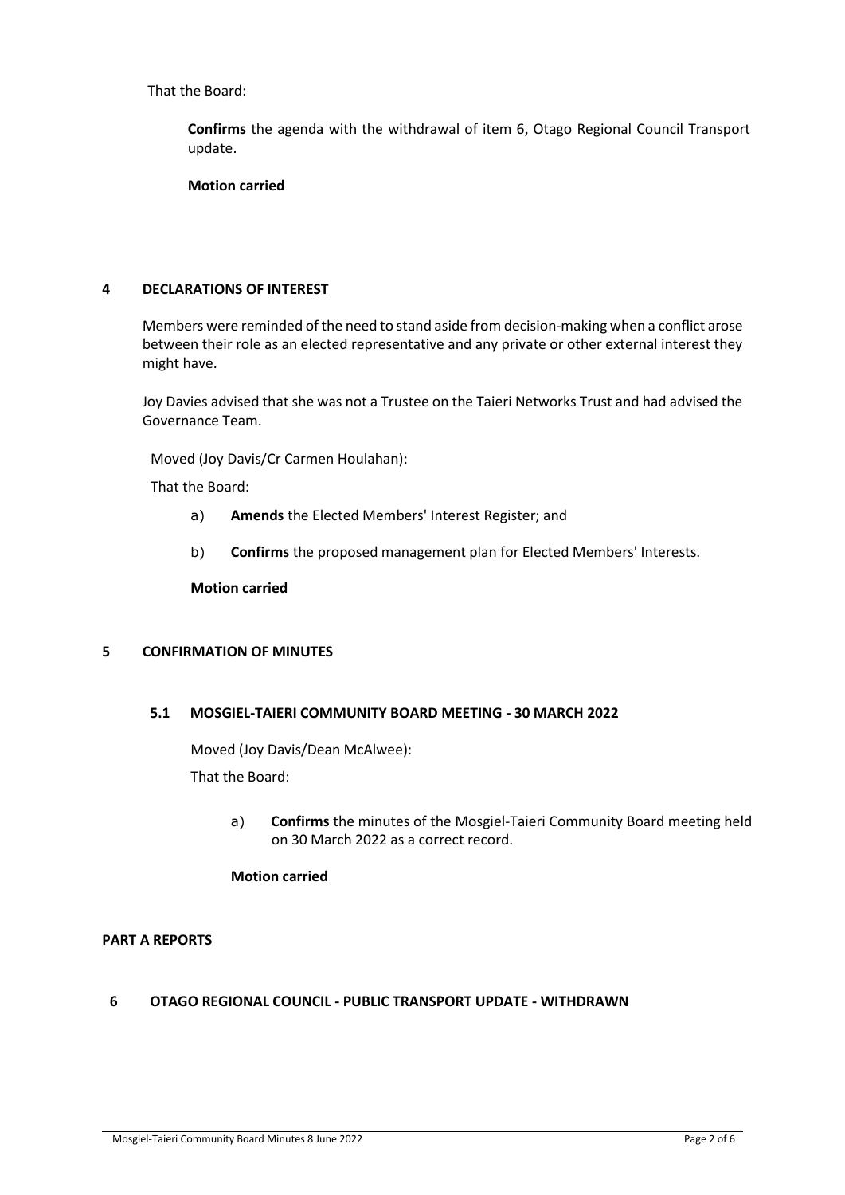That the Board:

> **Confirms** the agenda with the withdrawal of item 6, Otago Regional Council Transport update.
>
> **Motion carried**

## 4 DECLARATIONS OF INTEREST

Members were reminded of the need to stand aside from decision-making when a conflict arose between their role as an elected representative and any private or other external interest they might have.

Joy Davies advised that she was not a Trustee on the Taieri Networks Trust and had advised the Governance Team.

Moved (Joy Davis/Cr Carmen Houlahan):

That the Board:

a) **Amends** the Elected Members' Interest Register; and

b) **Confirms** the proposed management plan for Elected Members' Interests.

**Motion carried**

## 5 CONFIRMATION OF MINUTES

### 5.1 MOSGIEL-TAIERI COMMUNITY BOARD MEETING - 30 MARCH 2022

Moved (Joy Davis/Dean McAlwee):

That the Board:

a) **Confirms** the minutes of the Mosgiel-Taieri Community Board meeting held on 30 March 2022 as a correct record.

**Motion carried**

## PART A REPORTS

## 6 OTAGO REGIONAL COUNCIL - PUBLIC TRANSPORT UPDATE - WITHDRAWN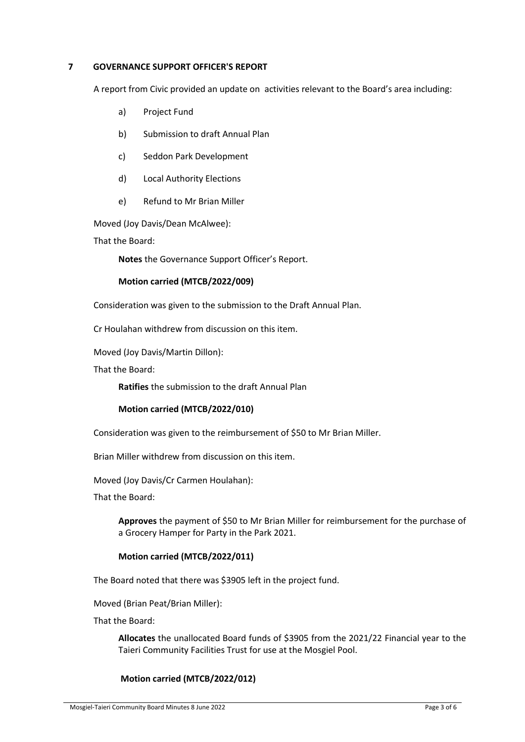## 7 GOVERNANCE SUPPORT OFFICER'S REPORT

A report from Civic provided an update on activities relevant to the Board's area including:

a) Project Fund

b) Submission to draft Annual Plan

c) Seddon Park Development

d) Local Authority Elections

e) Refund to Mr Brian Miller

Moved (Joy Davis/Dean McAlwee):

That the Board:

> **Notes** the Governance Support Officer's Report.
>
> **Motion carried (MTCB/2022/009)**

Consideration was given to the submission to the Draft Annual Plan.

Cr Houlahan withdrew from discussion on this item.

Moved (Joy Davis/Martin Dillon):

That the Board:

> **Ratifies** the submission to the draft Annual Plan
>
> **Motion carried (MTCB/2022/010)**

Consideration was given to the reimbursement of $50 to Mr Brian Miller.

Brian Miller withdrew from discussion on this item.

Moved (Joy Davis/Cr Carmen Houlahan):

That the Board:

> **Approves** the payment of $50 to Mr Brian Miller for reimbursement for the purchase of a Grocery Hamper for Party in the Park 2021.
>
> **Motion carried (MTCB/2022/011)**

The Board noted that there was $3905 left in the project fund.

Moved (Brian Peat/Brian Miller):

That the Board:

> **Allocates** the unallocated Board funds of $3905 from the 2021/22 Financial year to the Taieri Community Facilities Trust for use at the Mosgiel Pool.
>
> **Motion carried (MTCB/2022/012)**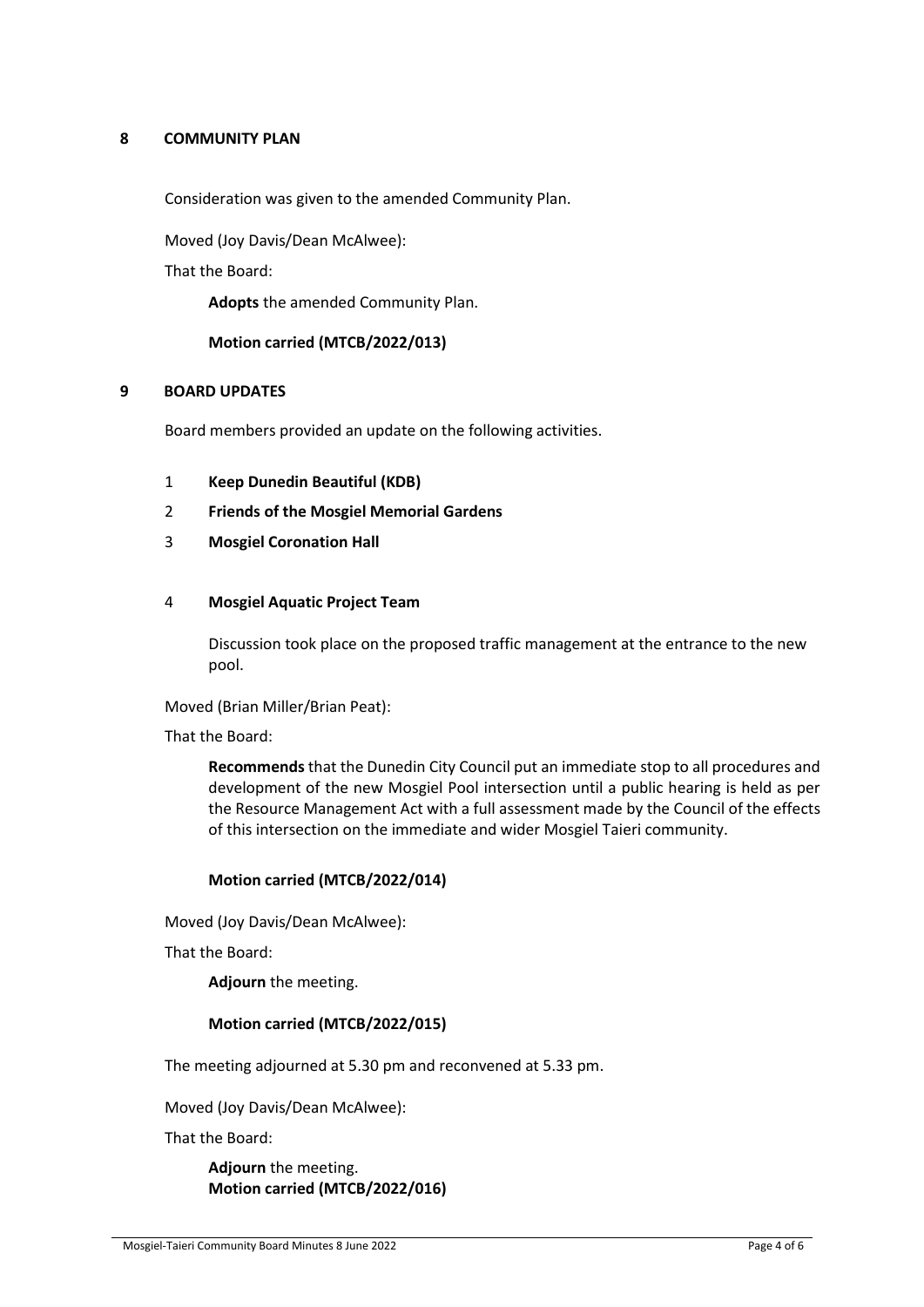## 8 COMMUNITY PLAN

Consideration was given to the amended Community Plan.

Moved (Joy Davis/Dean McAlwee):

That the Board:

> **Adopts** the amended Community Plan.
>
> **Motion carried (MTCB/2022/013)**

## 9 BOARD UPDATES

Board members provided an update on the following activities.

1. **Keep Dunedin Beautiful (KDB)**
2. **Friends of the Mosgiel Memorial Gardens**
3. **Mosgiel Coronation Hall**
4. **Mosgiel Aquatic Project Team**

   Discussion took place on the proposed traffic management at the entrance to the new pool.

Moved (Brian Miller/Brian Peat):

That the Board:

> **Recommends** that the Dunedin City Council put an immediate stop to all procedures and development of the new Mosgiel Pool intersection until a public hearing is held as per the Resource Management Act with a full assessment made by the Council of the effects of this intersection on the immediate and wider Mosgiel Taieri community.
>
> **Motion carried (MTCB/2022/014)**

Moved (Joy Davis/Dean McAlwee):

That the Board:

> **Adjourn** the meeting.
>
> **Motion carried (MTCB/2022/015)**

The meeting adjourned at 5.30 pm and reconvened at 5.33 pm.

Moved (Joy Davis/Dean McAlwee):

That the Board:

> **Adjourn** the meeting.
> **Motion carried (MTCB/2022/016)**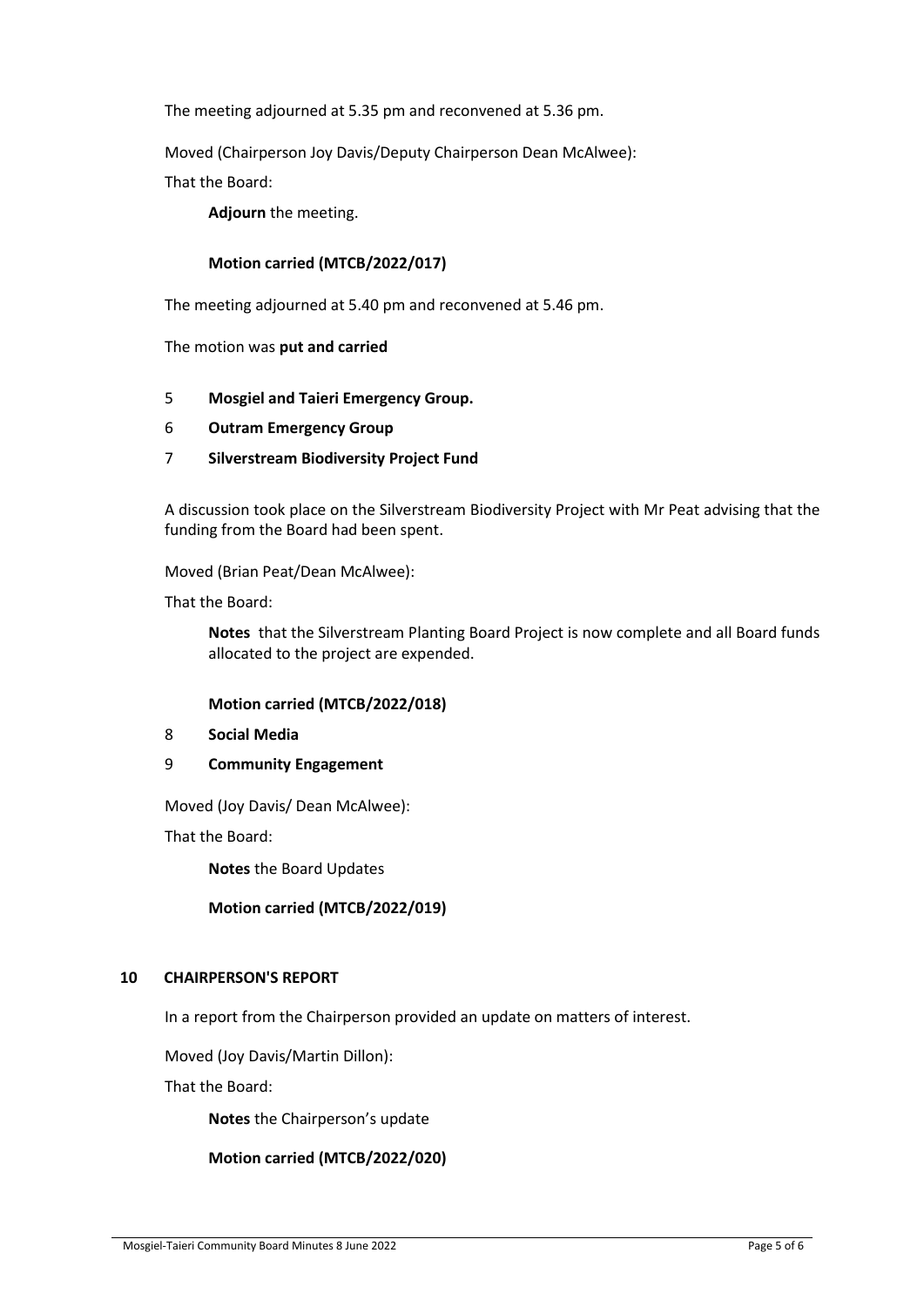The meeting adjourned at 5.35 pm and reconvened at 5.36 pm.

Moved (Chairperson Joy Davis/Deputy Chairperson Dean McAlwee):

That the Board:

> **Adjourn** the meeting.
>
> **Motion carried (MTCB/2022/017)**

The meeting adjourned at 5.40 pm and reconvened at 5.46 pm.

The motion was **put and carried**

5 **Mosgiel and Taieri Emergency Group.**

6 **Outram Emergency Group**

7 **Silverstream Biodiversity Project Fund**

A discussion took place on the Silverstream Biodiversity Project with Mr Peat advising that the funding from the Board had been spent.

Moved (Brian Peat/Dean McAlwee):

That the Board:

> **Notes** that the Silverstream Planting Board Project is now complete and all Board funds allocated to the project are expended.
>
> **Motion carried (MTCB/2022/018)**

8 **Social Media**

9 **Community Engagement**

Moved (Joy Davis/ Dean McAlwee):

That the Board:

> **Notes** the Board Updates
>
> **Motion carried (MTCB/2022/019)**

## 10 CHAIRPERSON'S REPORT

In a report from the Chairperson provided an update on matters of interest.

Moved (Joy Davis/Martin Dillon):

That the Board:

> **Notes** the Chairperson's update
>
> **Motion carried (MTCB/2022/020)**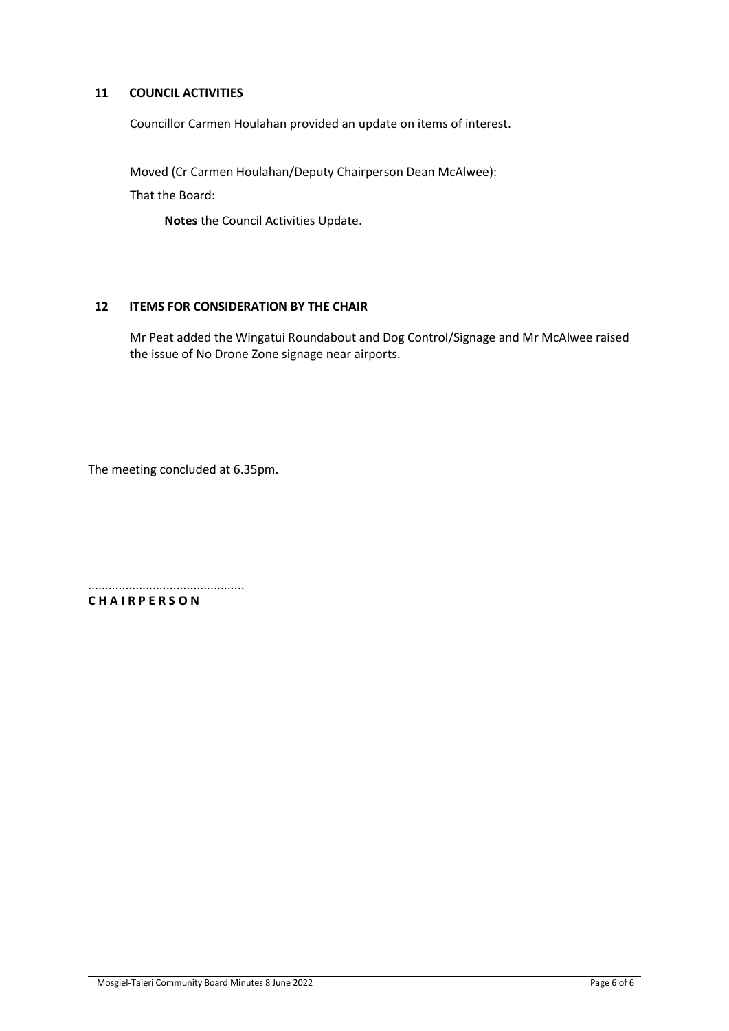## 11 COUNCIL ACTIVITIES

Councillor Carmen Houlahan provided an update on items of interest.

Moved (Cr Carmen Houlahan/Deputy Chairperson Dean McAlwee):

That the Board:

**Notes** the Council Activities Update.

## 12 ITEMS FOR CONSIDERATION BY THE CHAIR

Mr Peat added the Wingatui Roundabout and Dog Control/Signage and Mr McAlwee raised the issue of No Drone Zone signage near airports.

The meeting concluded at 6.35pm.

.............................................

**C H A I R P E R S O N**